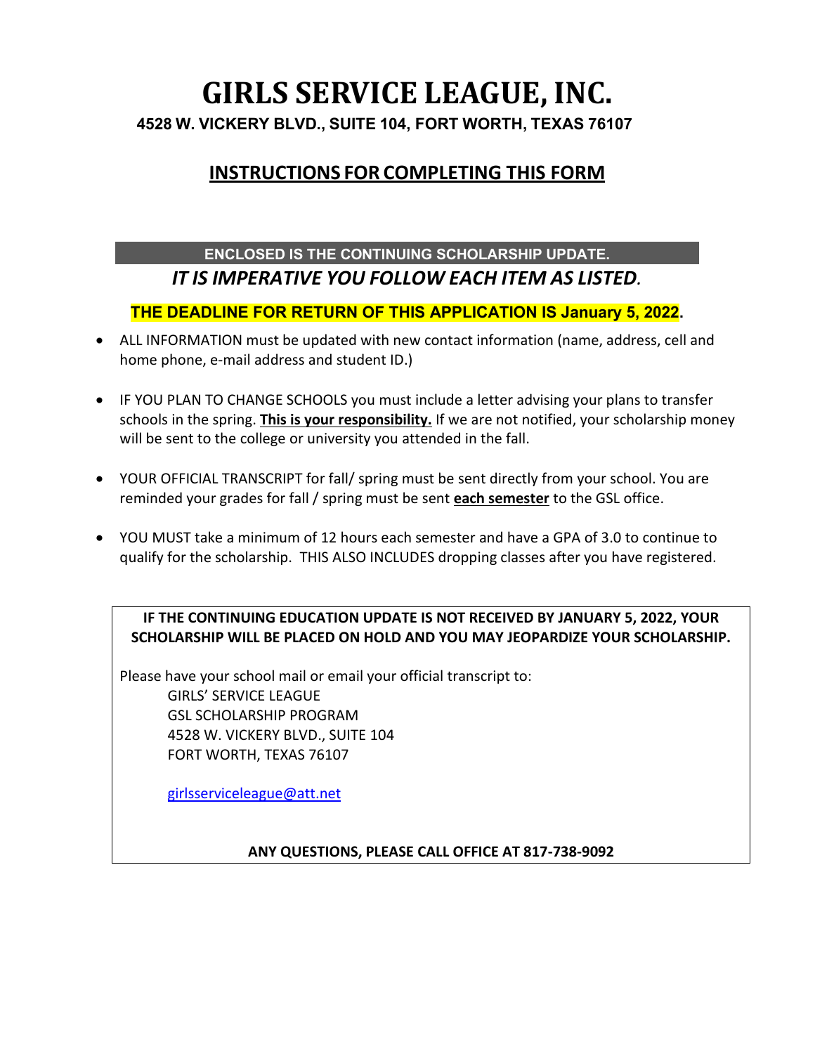# GIRLS SERVICE LEAGUE, INC.

**4528 W. VICKERY BLVD., SUITE 104, FORT WORTH, TEXAS 76107**

## INSTRUCTIONS FOR COMPLETING THIS FORM

**ENCLOSED IS THE CONTINUING SCHOLARSHIP UPDATE.**

***IT IS IMPERATIVE YOU FOLLOW EACH ITEM AS LISTED.***

**THE DEADLINE FOR RETURN OF THIS APPLICATION IS January 5, 2022.**

- ALL INFORMATION must be updated with new contact information (name, address, cell and home phone, e-mail address and student ID.)
- IF YOU PLAN TO CHANGE SCHOOLS you must include a letter advising your plans to transfer schools in the spring. **This is your responsibility.** If we are not notified, your scholarship money will be sent to the college or university you attended in the fall.
- YOUR OFFICIAL TRANSCRIPT for fall/ spring must be sent directly from your school. You are reminded your grades for fall / spring must be sent **each semester** to the GSL office.
- YOU MUST take a minimum of 12 hours each semester and have a GPA of 3.0 to continue to qualify for the scholarship. THIS ALSO INCLUDES dropping classes after you have registered.

**IF THE CONTINUING EDUCATION UPDATE IS NOT RECEIVED BY JANUARY 5, 2022, YOUR SCHOLARSHIP WILL BE PLACED ON HOLD AND YOU MAY JEOPARDIZE YOUR SCHOLARSHIP.**

Please have your school mail or email your official transcript to:

GIRLS' SERVICE LEAGUE
GSL SCHOLARSHIP PROGRAM
4528 W. VICKERY BLVD., SUITE 104
FORT WORTH, TEXAS 76107

girlsserviceleague@att.net

**ANY QUESTIONS, PLEASE CALL OFFICE AT 817-738-9092**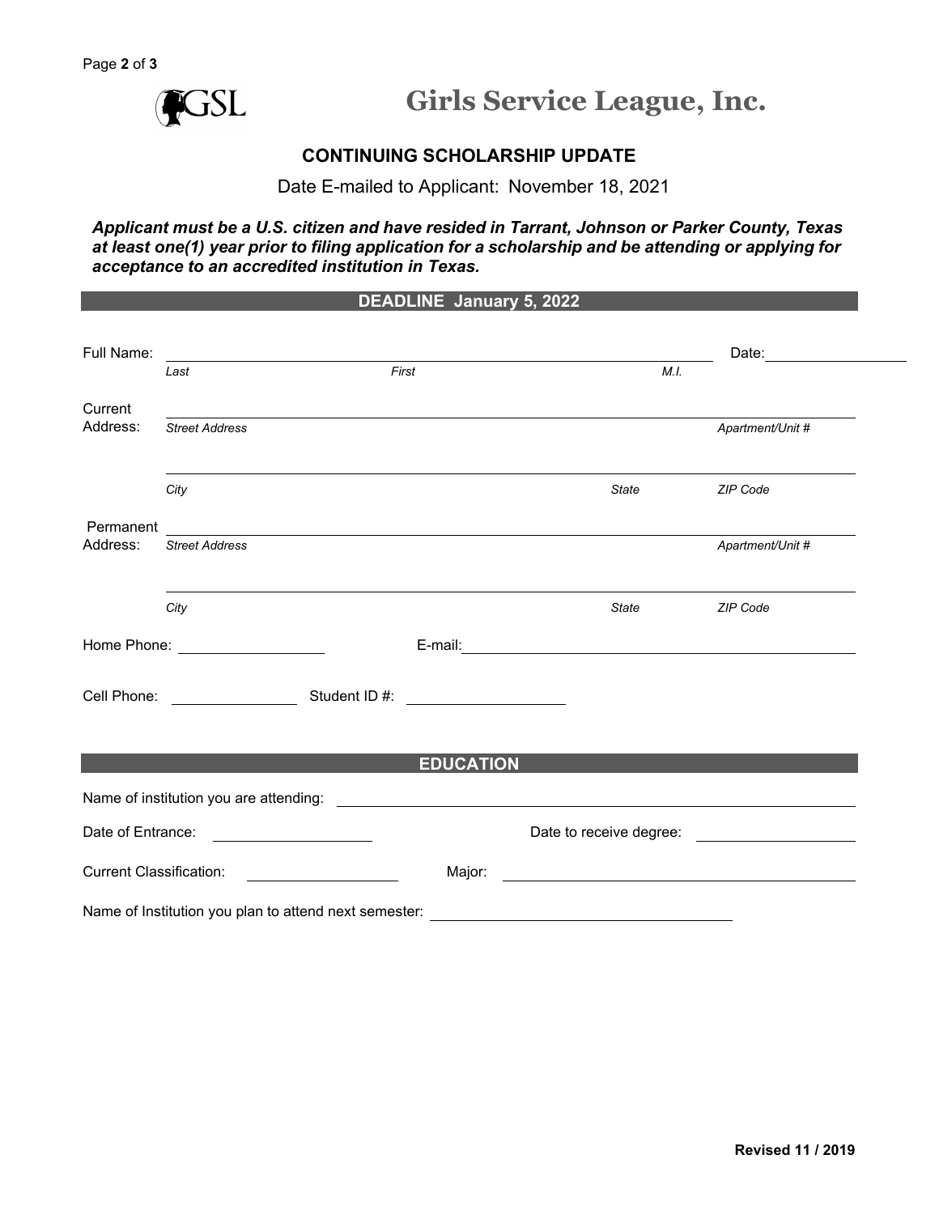# Girls Service League, Inc.

## CONTINUING SCHOLARSHIP UPDATE

Date E-mailed to Applicant: November 18, 2021

***Applicant must be a U.S. citizen and have resided in Tarrant, Johnson or Parker County, Texas at least one(1) year prior to filing application for a scholarship and be attending or applying for acceptance to an accredited institution in Texas.***

### DEADLINE January 5, 2022

Full Name: ______________________________________________ Date: __________

*Last* *First* *M.I.*

Current Address: ______________________________________________

*Street Address* *Apartment/Unit #*

______________________________________________

*City* *State* *ZIP Code*

Permanent Address: ______________________________________________

*Street Address* *Apartment/Unit #*

______________________________________________

*City* *State* *ZIP Code*

Home Phone: ______________ E-mail: ______________________________

Cell Phone: ______________ Student ID #: ______________

### EDUCATION

Name of institution you are attending: ______________________________

Date of Entrance: ______________ Date to receive degree: ______________

Current Classification: ______________ Major: ______________________________

Name of Institution you plan to attend next semester: ______________________________

Revised 11 / 2019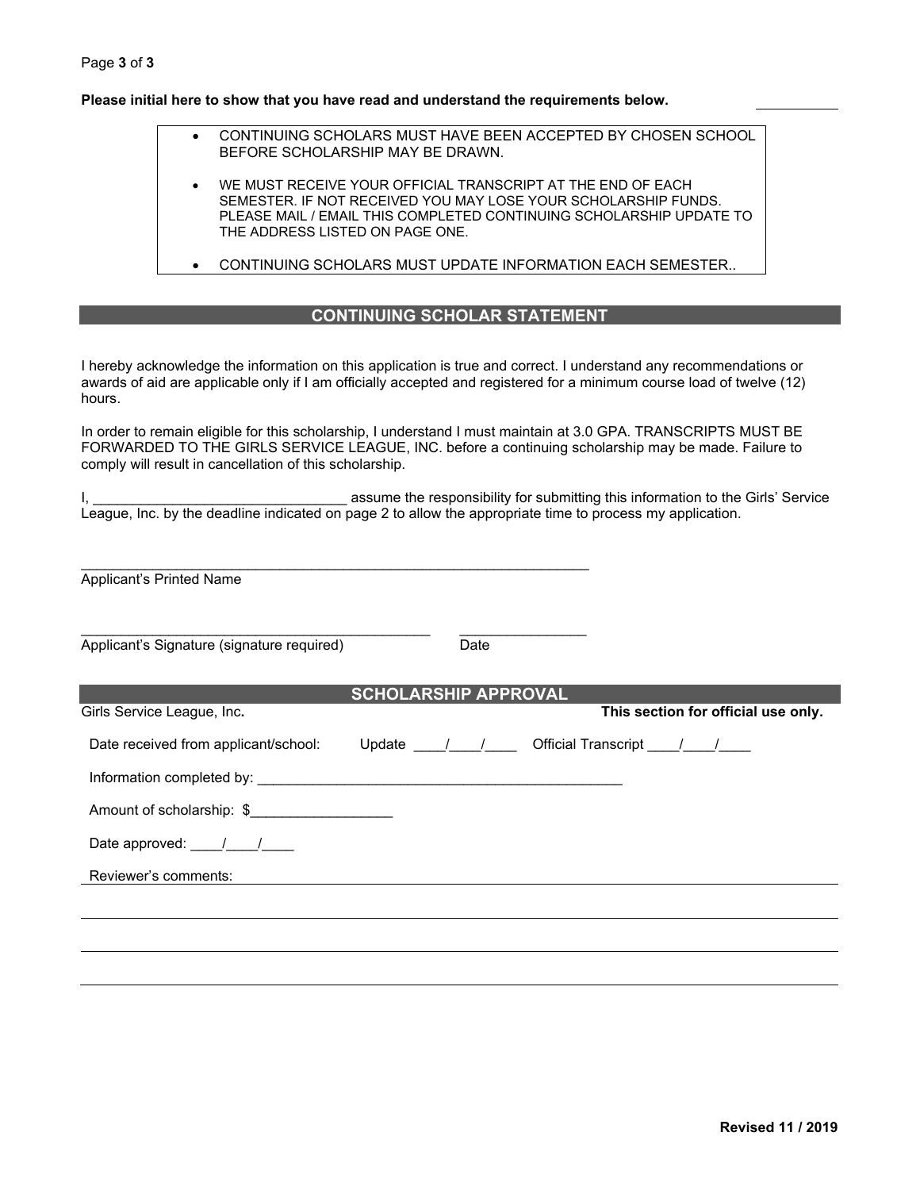**Please initial here to show that you have read and understand the requirements below.** ___________

- CONTINUING SCHOLARS MUST HAVE BEEN ACCEPTED BY CHOSEN SCHOOL BEFORE SCHOLARSHIP MAY BE DRAWN.
- WE MUST RECEIVE YOUR OFFICIAL TRANSCRIPT AT THE END OF EACH SEMESTER. IF NOT RECEIVED YOU MAY LOSE YOUR SCHOLARSHIP FUNDS. PLEASE MAIL / EMAIL THIS COMPLETED CONTINUING SCHOLARSHIP UPDATE TO THE ADDRESS LISTED ON PAGE ONE.
- CONTINUING SCHOLARS MUST UPDATE INFORMATION EACH SEMESTER..

## CONTINUING SCHOLAR STATEMENT

I hereby acknowledge the information on this application is true and correct. I understand any recommendations or awards of aid are applicable only if I am officially accepted and registered for a minimum course load of twelve (12) hours.

In order to remain eligible for this scholarship, I understand I must maintain at 3.0 GPA. TRANSCRIPTS MUST BE FORWARDED TO THE GIRLS SERVICE LEAGUE, INC. before a continuing scholarship may be made. Failure to comply will result in cancellation of this scholarship.

I, ________________________________ assume the responsibility for submitting this information to the Girls' Service League, Inc. by the deadline indicated on page 2 to allow the appropriate time to process my application.

_________________________________________________________________
Applicant's Printed Name

_____________________________________________ ________________
Applicant's Signature (signature required) Date

## SCHOLARSHIP APPROVAL

Girls Service League, Inc. **This section for official use only.**

Date received from applicant/school: Update ____/____/____ Official Transcript ____/____/____

Information completed by: ______________________________________________

Amount of scholarship: $__________________

Date approved: ____/____/____

Reviewer's comments: ____________________________________________________________

______________________________________________________________________________

______________________________________________________________________________

______________________________________________________________________________

**Revised 11 / 2019**